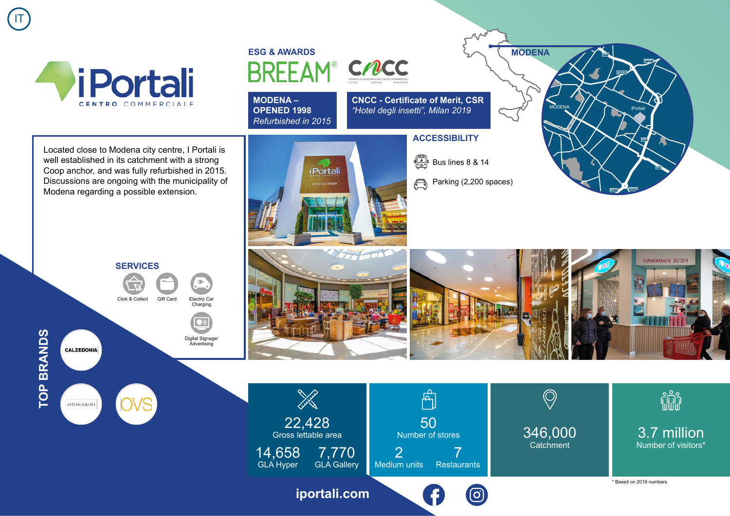IT

# iPortali

CENTRO COMMERCIALE

Located close to Modena city centre, I Portali is well established in its catchment with a strong Coop anchor, and was fully refurbished in 2015. Discussions are ongoing with the municipality of Modena regarding a possible extension.

## ESG & AWARDS

BREEAM® CNCC

**MODENA – OPENED 1998**
*Refurbished in 2015*

**CNCC - Certificate of Merit, CSR**
*"Hotel degli insetti", Milan 2019*

## ACCESSIBILITY

- Bus lines 8 & 14
- Parking (2,200 spaces)

MODENA

## SERVICES

- Click & Collect
- Gift Card
- Electric Car Charging
- Digital Signage/ Advertising

## TOP BRANDS

- CALZEDONIA
- intimissimi
- OVS

| 22,428 Gross lettable area | 50 Number of stores | 346,000 Catchment | 3.7 million Number of visitors* |
|---|---|---|---|
| 14,658 GLA Hyper / 7,770 GLA Gallery | 2 Medium units / 7 Restaurants | | |

\* Based on 2019 numbers

iportali.com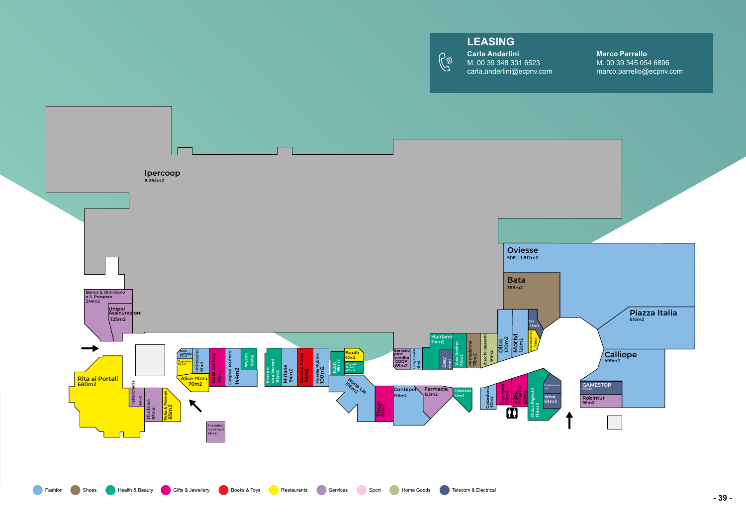## LEASING

**Carla Anderlini**
M. 00 39 348 301 6523
carla.anderlini@ecpnv.com

**Marco Parrello**
M. 00 39 345 054 6896
marco.parrello@ecpnv.com

Ipercoop
8.264m2

Oviesse
50E - 1.812m2

Bata
389m2

Piazza Italia
615m2

Calliope
499m2

GAMESTOP
93m2

Robintur
96m2

Banca S. Giminiano e S. Prospero
244m2

Unipol Assicurazioni
125m2

Rita ai Portali
680m2

Tabaccheria
46m2

1h clean
97m2

Pollo & Friends
85m2

Il calzolaio moderno 2
24m2

Nara Camicie
35m2

Yogorino
35m2

Intimissimi
65m2

Alice Pizza
70m2

Gold Gallery
97m2

Original Marines
144m2

Wycon
58m2

Marco e ulisa Vaccari
95m2

Miriade
94m2

Giunti al Punto
99m2

Fiorella Rubino
100m2

NAU
65m2

Baulli
40m2

Capello Point
42m2

Nuna Lie
196m2

Thun
105m2

Servizio post vendita COOP
65m2

Lu by Lovable
45m2

Conbipel
198m2

Farmacia
123m2

Erbolario
51m2

Hairland
114m2

Easy
44m2

Yves Rocher
78m2

Primadonna
78m2

Zucchi-Bassetti
91m2

Oltre
120m2

Motivi
120m2

TIM
43m2

Carpisa-Emilia
73m2

Calzedonia
60m2

Blue Spirit
50m2

Bijou Brigitte
80m2

Ottica Righetti
134m2

Vodafone One

Wind
53m2

Fashion · Shoes · Health & Beauty · Gifts & Jewellery · Books & Toys · Restaurants · Services · Sport · Home Goods · Telecom & Electrical